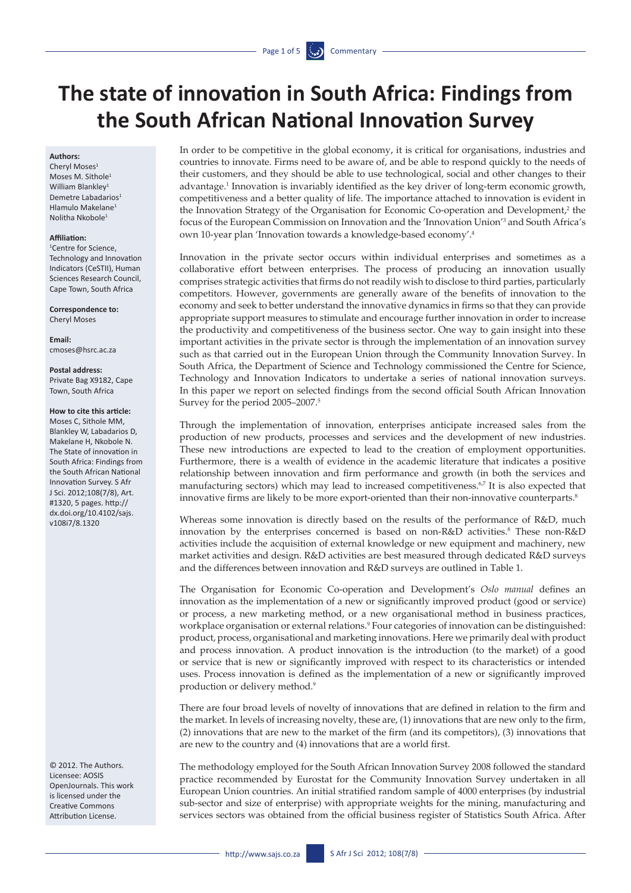# The state of innovation in South Africa: Findings from the South African National Innovation Survey

**Authors:**
Cheryl Moses[1]
Moses M. Sithole[1]
William Blankley[1]
Demetre Labadarios[1]
Hlamulo Makelane[1]
Nolitha Nkobole[1]

**Affiliation:**
[1]Centre for Science, Technology and Innovation Indicators (CeSTII), Human Sciences Research Council, Cape Town, South Africa

**Correspondence to:**
Cheryl Moses

**Email:**
cmoses@hsrc.ac.za

**Postal address:**
Private Bag X9182, Cape Town, South Africa

**How to cite this article:**
Moses C, Sithole MM, Blankley W, Labadarios D, Makelane H, Nkobole N. The State of innovation in South Africa: Findings from the South African National Innovation Survey. S Afr J Sci. 2012;108(7/8), Art. #1320, 5 pages. http://dx.doi.org/10.4102/sajs.v108i7/8.1320

© 2012. The Authors. Licensee: AOSIS OpenJournals. This work is licensed under the Creative Commons Attribution License.

In order to be competitive in the global economy, it is critical for organisations, industries and countries to innovate. Firms need to be aware of, and be able to respond quickly to the needs of their customers, and they should be able to use technological, social and other changes to their advantage.[1] Innovation is invariably identified as the key driver of long-term economic growth, competitiveness and a better quality of life. The importance attached to innovation is evident in the Innovation Strategy of the Organisation for Economic Co-operation and Development,[2] the focus of the European Commission on Innovation and the 'Innovation Union'[3] and South Africa's own 10-year plan 'Innovation towards a knowledge-based economy'.[4]

Innovation in the private sector occurs within individual enterprises and sometimes as a collaborative effort between enterprises. The process of producing an innovation usually comprises strategic activities that firms do not readily wish to disclose to third parties, particularly competitors. However, governments are generally aware of the benefits of innovation to the economy and seek to better understand the innovative dynamics in firms so that they can provide appropriate support measures to stimulate and encourage further innovation in order to increase the productivity and competitiveness of the business sector. One way to gain insight into these important activities in the private sector is through the implementation of an innovation survey such as that carried out in the European Union through the Community Innovation Survey. In South Africa, the Department of Science and Technology commissioned the Centre for Science, Technology and Innovation Indicators to undertake a series of national innovation surveys. In this paper we report on selected findings from the second official South African Innovation Survey for the period 2005–2007.[5]

Through the implementation of innovation, enterprises anticipate increased sales from the production of new products, processes and services and the development of new industries. These new introductions are expected to lead to the creation of employment opportunities. Furthermore, there is a wealth of evidence in the academic literature that indicates a positive relationship between innovation and firm performance and growth (in both the services and manufacturing sectors) which may lead to increased competitiveness.[6,7] It is also expected that innovative firms are likely to be more export-oriented than their non-innovative counterparts.[8]

Whereas some innovation is directly based on the results of the performance of R&D, much innovation by the enterprises concerned is based on non-R&D activities.[8] These non-R&D activities include the acquisition of external knowledge or new equipment and machinery, new market activities and design. R&D activities are best measured through dedicated R&D surveys and the differences between innovation and R&D surveys are outlined in Table 1.

The Organisation for Economic Co-operation and Development's *Oslo manual* defines an innovation as the implementation of a new or significantly improved product (good or service) or process, a new marketing method, or a new organisational method in business practices, workplace organisation or external relations.[9] Four categories of innovation can be distinguished: product, process, organisational and marketing innovations. Here we primarily deal with product and process innovation. A product innovation is the introduction (to the market) of a good or service that is new or significantly improved with respect to its characteristics or intended uses. Process innovation is defined as the implementation of a new or significantly improved production or delivery method.[9]

There are four broad levels of novelty of innovations that are defined in relation to the firm and the market. In levels of increasing novelty, these are, (1) innovations that are new only to the firm, (2) innovations that are new to the market of the firm (and its competitors), (3) innovations that are new to the country and (4) innovations that are a world first.

The methodology employed for the South African Innovation Survey 2008 followed the standard practice recommended by Eurostat for the Community Innovation Survey undertaken in all European Union countries. An initial stratified random sample of 4000 enterprises (by industrial sub-sector and size of enterprise) with appropriate weights for the mining, manufacturing and services sectors was obtained from the official business register of Statistics South Africa. After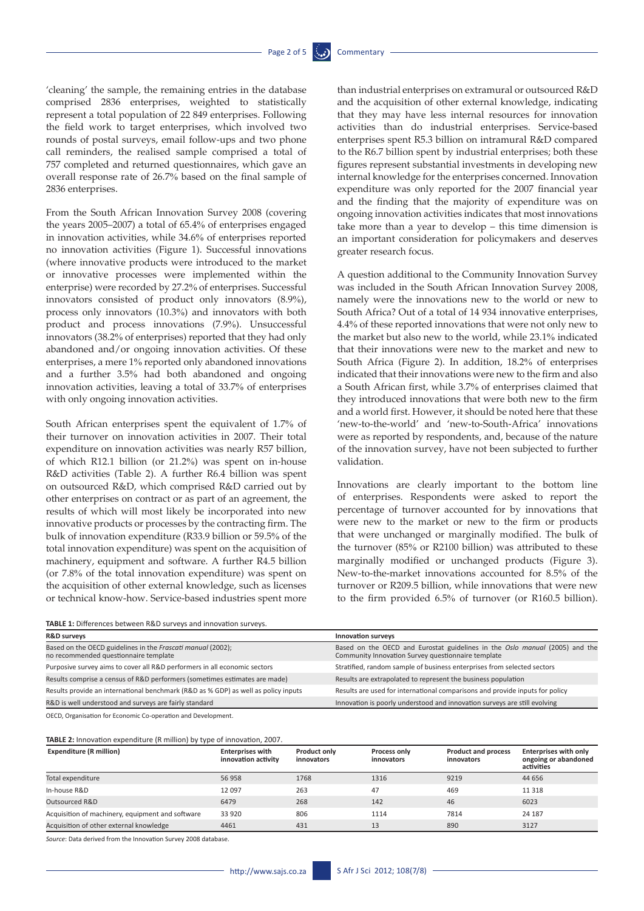'cleaning' the sample, the remaining entries in the database comprised 2836 enterprises, weighted to statistically represent a total population of 22 849 enterprises. Following the field work to target enterprises, which involved two rounds of postal surveys, email follow-ups and two phone call reminders, the realised sample comprised a total of 757 completed and returned questionnaires, which gave an overall response rate of 26.7% based on the final sample of 2836 enterprises.

From the South African Innovation Survey 2008 (covering the years 2005–2007) a total of 65.4% of enterprises engaged in innovation activities, while 34.6% of enterprises reported no innovation activities (Figure 1). Successful innovations (where innovative products were introduced to the market or innovative processes were implemented within the enterprise) were recorded by 27.2% of enterprises. Successful innovators consisted of product only innovators (8.9%), process only innovators (10.3%) and innovators with both product and process innovations (7.9%). Unsuccessful innovators (38.2% of enterprises) reported that they had only abandoned and/or ongoing innovation activities. Of these enterprises, a mere 1% reported only abandoned innovations and a further 3.5% had both abandoned and ongoing innovation activities, leaving a total of 33.7% of enterprises with only ongoing innovation activities.

South African enterprises spent the equivalent of 1.7% of their turnover on innovation activities in 2007. Their total expenditure on innovation activities was nearly R57 billion, of which R12.1 billion (or 21.2%) was spent on in-house R&D activities (Table 2). A further R6.4 billion was spent on outsourced R&D, which comprised R&D carried out by other enterprises on contract or as part of an agreement, the results of which will most likely be incorporated into new innovative products or processes by the contracting firm. The bulk of innovation expenditure (R33.9 billion or 59.5% of the total innovation expenditure) was spent on the acquisition of machinery, equipment and software. A further R4.5 billion (or 7.8% of the total innovation expenditure) was spent on the acquisition of other external knowledge, such as licenses or technical know-how. Service-based industries spent more than industrial enterprises on extramural or outsourced R&D and the acquisition of other external knowledge, indicating that they may have less internal resources for innovation activities than do industrial enterprises. Service-based enterprises spent R5.3 billion on intramural R&D compared to the R6.7 billion spent by industrial enterprises; both these figures represent substantial investments in developing new internal knowledge for the enterprises concerned. Innovation expenditure was only reported for the 2007 financial year and the finding that the majority of expenditure was on ongoing innovation activities indicates that most innovations take more than a year to develop – this time dimension is an important consideration for policymakers and deserves greater research focus.

A question additional to the Community Innovation Survey was included in the South African Innovation Survey 2008, namely were the innovations new to the world or new to South Africa? Out of a total of 14 934 innovative enterprises, 4.4% of these reported innovations that were not only new to the market but also new to the world, while 23.1% indicated that their innovations were new to the market and new to South Africa (Figure 2). In addition, 18.2% of enterprises indicated that their innovations were new to the firm and also a South African first, while 3.7% of enterprises claimed that they introduced innovations that were both new to the firm and a world first. However, it should be noted here that these 'new-to-the-world' and 'new-to-South-Africa' innovations were as reported by respondents, and, because of the nature of the innovation survey, have not been subjected to further validation.

Innovations are clearly important to the bottom line of enterprises. Respondents were asked to report the percentage of turnover accounted for by innovations that were new to the market or new to the firm or products that were unchanged or marginally modified. The bulk of the turnover (85% or R2100 billion) was attributed to these marginally modified or unchanged products (Figure 3). New-to-the-market innovations accounted for 8.5% of the turnover or R209.5 billion, while innovations that were new to the firm provided 6.5% of turnover (or R160.5 billion).

**TABLE 1:** Differences between R&D surveys and innovation surveys.

| R&D surveys | Innovation surveys |
|---|---|
| Based on the OECD guidelines in the *Frascati manual* (2002); no recommended questionnaire template | Based on the OECD and Eurostat guidelines in the *Oslo manual* (2005) and the Community Innovation Survey questionnaire template |
| Purposive survey aims to cover all R&D performers in all economic sectors | Stratified, random sample of business enterprises from selected sectors |
| Results comprise a census of R&D performers (sometimes estimates are made) | Results are extrapolated to represent the business population |
| Results provide an international benchmark (R&D as % GDP) as well as policy inputs | Results are used for international comparisons and provide inputs for policy |
| R&D is well understood and surveys are fairly standard | Innovation is poorly understood and innovation surveys are still evolving |

OECD, Organisation for Economic Co-operation and Development.

**TABLE 2:** Innovation expenditure (R million) by type of innovation, 2007.

| Expenditure (R million) | Enterprises with innovation activity | Product only innovators | Process only innovators | Product and process innovators | Enterprises with only ongoing or abandoned activities |
|---|---|---|---|---|---|
| Total expenditure | 56 958 | 1768 | 1316 | 9219 | 44 656 |
| In-house R&D | 12 097 | 263 | 47 | 469 | 11 318 |
| Outsourced R&D | 6479 | 268 | 142 | 46 | 6023 |
| Acquisition of machinery, equipment and software | 33 920 | 806 | 1114 | 7814 | 24 187 |
| Acquisition of other external knowledge | 4461 | 431 | 13 | 890 | 3127 |

*Source*: Data derived from the Innovation Survey 2008 database.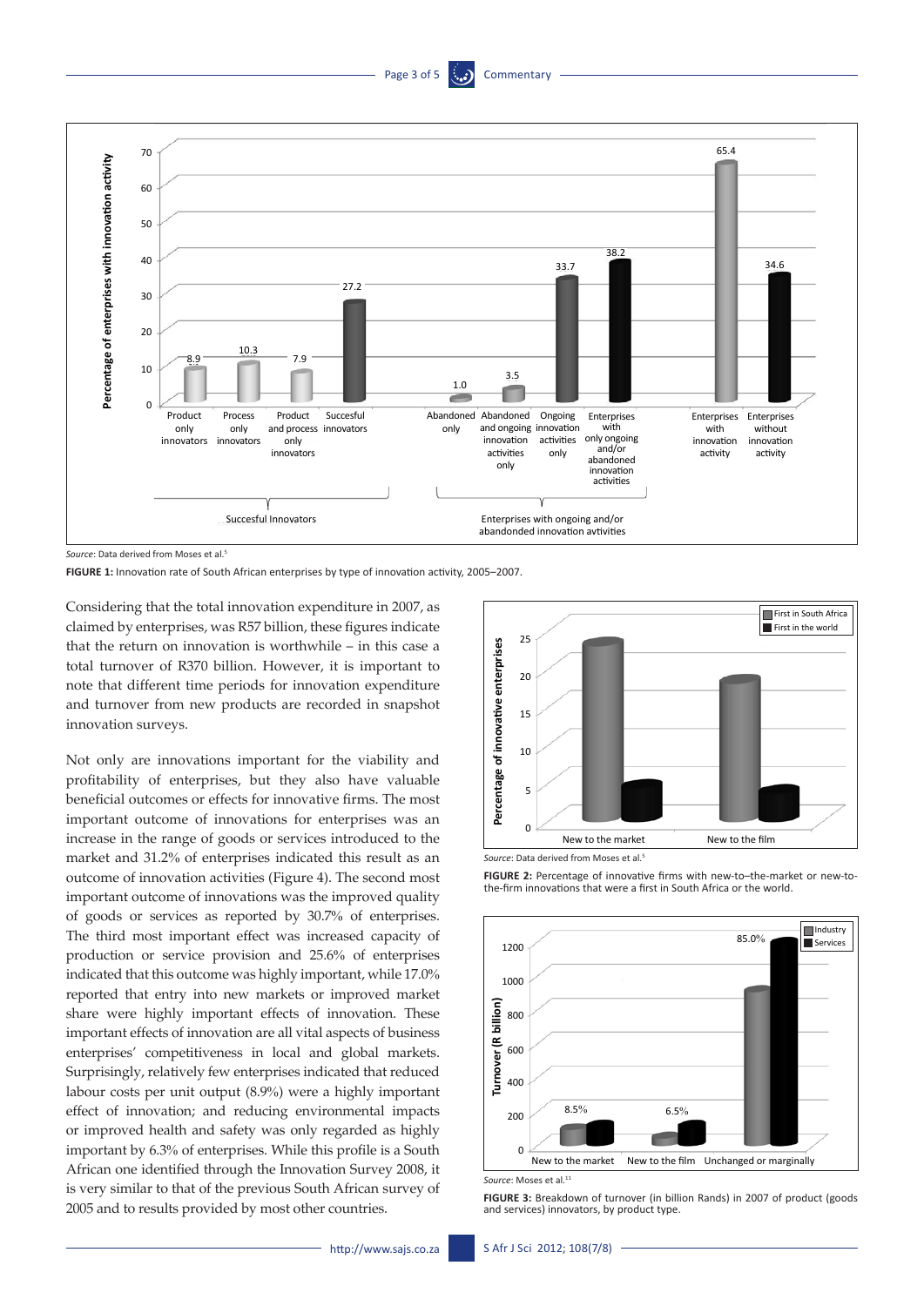*Source*: Data derived from Moses et al.[5]

**FIGURE 1:** Innovation rate of South African enterprises by type of innovation activity, 2005–2007.

Considering that the total innovation expenditure in 2007, as claimed by enterprises, was R57 billion, these figures indicate that the return on innovation is worthwhile – in this case a total turnover of R370 billion. However, it is important to note that different time periods for innovation expenditure and turnover from new products are recorded in snapshot innovation surveys.

Not only are innovations important for the viability and profitability of enterprises, but they also have valuable beneficial outcomes or effects for innovative firms. The most important outcome of innovations for enterprises was an increase in the range of goods or services introduced to the market and 31.2% of enterprises indicated this result as an outcome of innovation activities (Figure 4). The second most important outcome of innovations was the improved quality of goods or services as reported by 30.7% of enterprises. The third most important effect was increased capacity of production or service provision and 25.6% of enterprises indicated that this outcome was highly important, while 17.0% reported that entry into new markets or improved market share were highly important effects of innovation. These important effects of innovation are all vital aspects of business enterprises' competitiveness in local and global markets. Surprisingly, relatively few enterprises indicated that reduced labour costs per unit output (8.9%) were a highly important effect of innovation; and reducing environmental impacts or improved health and safety was only regarded as highly important by 6.3% of enterprises. While this profile is a South African one identified through the Innovation Survey 2008, it is very similar to that of the previous South African survey of 2005 and to results provided by most other countries.

*Source*: Data derived from Moses et al.[5]

**FIGURE 2:** Percentage of innovative firms with new-to–the-market or new-to-the-firm innovations that were a first in South Africa or the world.

*Source*: Moses et al.[11]

**FIGURE 3:** Breakdown of turnover (in billion Rands) in 2007 of product (goods and services) innovators, by product type.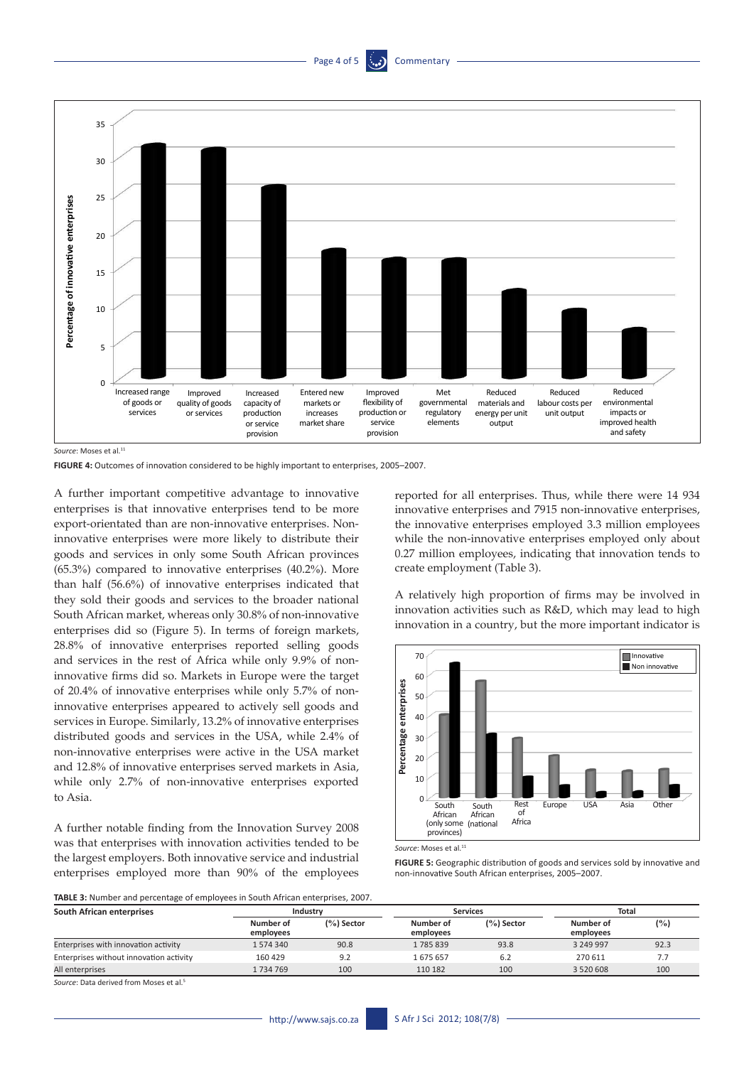*Source*: Moses et al.[11]

**FIGURE 4:** Outcomes of innovation considered to be highly important to enterprises, 2005–2007.

A further important competitive advantage to innovative enterprises is that innovative enterprises tend to be more export-orientated than are non-innovative enterprises. Non-innovative enterprises were more likely to distribute their goods and services in only some South African provinces (65.3%) compared to innovative enterprises (40.2%). More than half (56.6%) of innovative enterprises indicated that they sold their goods and services to the broader national South African market, whereas only 30.8% of non-innovative enterprises did so (Figure 5). In terms of foreign markets, 28.8% of innovative enterprises reported selling goods and services in the rest of Africa while only 9.9% of non-innovative firms did so. Markets in Europe were the target of 20.4% of innovative enterprises while only 5.7% of non-innovative enterprises appeared to actively sell goods and services in Europe. Similarly, 13.2% of innovative enterprises distributed goods and services in the USA, while 2.4% of non-innovative enterprises were active in the USA market and 12.8% of innovative enterprises served markets in Asia, while only 2.7% of non-innovative enterprises exported to Asia.

A further notable finding from the Innovation Survey 2008 was that enterprises with innovation activities tended to be the largest employers. Both innovative service and industrial enterprises employed more than 90% of the employees reported for all enterprises. Thus, while there were 14 934 innovative enterprises and 7915 non-innovative enterprises, the innovative enterprises employed 3.3 million employees while the non-innovative enterprises employed only about 0.27 million employees, indicating that innovation tends to create employment (Table 3).

A relatively high proportion of firms may be involved in innovation activities such as R&D, which may lead to high innovation in a country, but the more important indicator is

*Source*: Moses et al.[11]

**FIGURE 5:** Geographic distribution of goods and services sold by innovative and non-innovative South African enterprises, 2005–2007.

**TABLE 3:** Number and percentage of employees in South African enterprises, 2007.

| South African enterprises | Industry | | Services | | Total | |
|---|---|---|---|---|---|---|
| | Number of employees | (%) Sector | Number of employees | (%) Sector | Number of employees | (%) |
| Enterprises with innovation activity | 1 574 340 | 90.8 | 1 785 839 | 93.8 | 3 249 997 | 92.3 |
| Enterprises without innovation activity | 160 429 | 9.2 | 1 675 657 | 6.2 | 270 611 | 7.7 |
| All enterprises | 1 734 769 | 100 | 110 182 | 100 | 3 520 608 | 100 |

*Source*: Data derived from Moses et al.[5]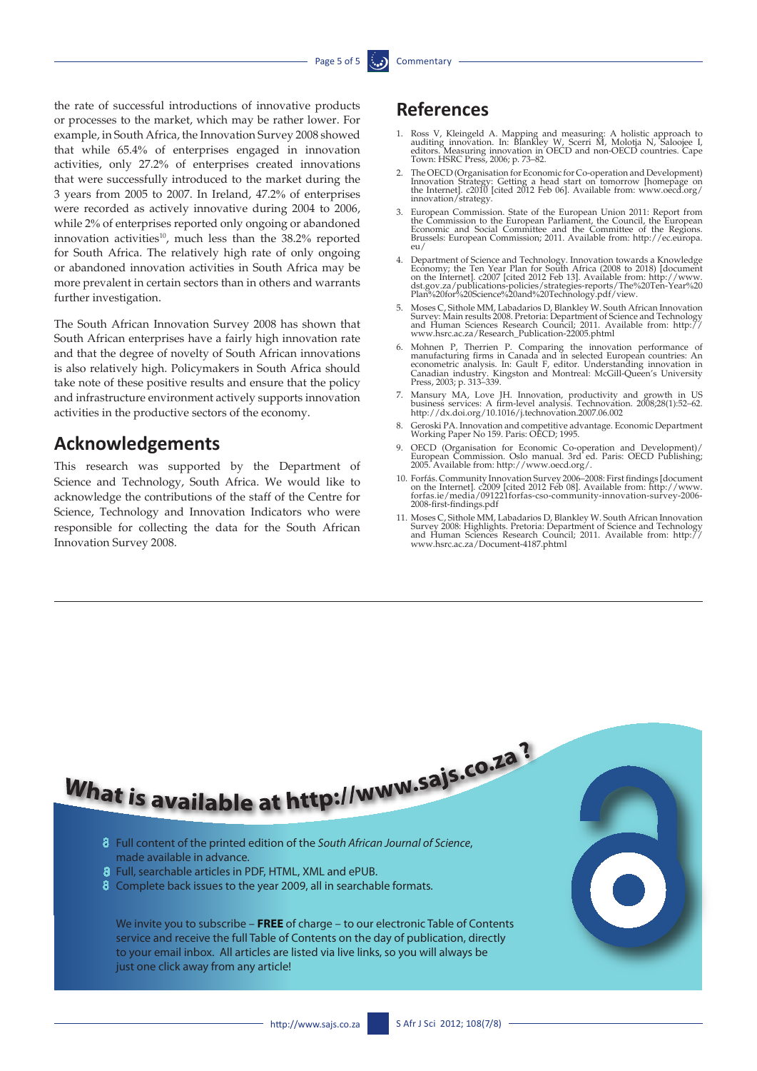the rate of successful introductions of innovative products or processes to the market, which may be rather lower. For example, in South Africa, the Innovation Survey 2008 showed that while 65.4% of enterprises engaged in innovation activities, only 27.2% of enterprises created innovations that were successfully introduced to the market during the 3 years from 2005 to 2007. In Ireland, 47.2% of enterprises were recorded as actively innovative during 2004 to 2006, while 2% of enterprises reported only ongoing or abandoned innovation activities[10], much less than the 38.2% reported for South Africa. The relatively high rate of only ongoing or abandoned innovation activities in South Africa may be more prevalent in certain sectors than in others and warrants further investigation.

The South African Innovation Survey 2008 has shown that South African enterprises have a fairly high innovation rate and that the degree of novelty of South African innovations is also relatively high. Policymakers in South Africa should take note of these positive results and ensure that the policy and infrastructure environment actively supports innovation activities in the productive sectors of the economy.

## Acknowledgements

This research was supported by the Department of Science and Technology, South Africa. We would like to acknowledge the contributions of the staff of the Centre for Science, Technology and Innovation Indicators who were responsible for collecting the data for the South African Innovation Survey 2008.

## References

1. Ross V, Kleingeld A. Mapping and measuring: A holistic approach to auditing innovation. In: Blankley W, Scerri M, Molotja N, Saloojee I, editors. Measuring innovation in OECD and non-OECD countries. Cape Town: HSRC Press, 2006; p. 73–82.
2. The OECD (Organisation for Economic for Co-operation and Development) Innovation Strategy: Getting a head start on tomorrow [homepage on the Internet]. c2010 [cited 2012 Feb 06]. Available from: www.oecd.org/innovation/strategy.
3. European Commission. State of the European Union 2011: Report from the Commission to the European Parliament, the Council, the European Economic and Social Committee and the Committee of the Regions. Brussels: European Commission; 2011. Available from: http://ec.europa.eu/
4. Department of Science and Technology. Innovation towards a Knowledge Economy; the Ten Year Plan for South Africa (2008 to 2018) [document on the Internet]. c2007 [cited 2012 Feb 13]. Available from: http://www.dst.gov.za/publications-policies/strategies-reports/The%20Ten-Year%20Plan%20for%20Science%20and%20Technology.pdf/view.
5. Moses C, Sithole MM, Labadarios D, Blankley W. South African Innovation Survey: Main results 2008. Pretoria: Department of Science and Technology and Human Sciences Research Council; 2011. Available from: http://www.hsrc.ac.za/Research_Publication-22005.phtml
6. Mohnen P, Therrien P. Comparing the innovation performance of manufacturing firms in Canada and in selected European countries: An econometric analysis. In: Gault F, editor. Understanding innovation in Canadian industry. Kingston and Montreal: McGill-Queen's University Press, 2003; p. 313–339.
7. Mansury MA, Love JH. Innovation, productivity and growth in US business services: A firm-level analysis. Technovation. 2008;28(1):52–62. http://dx.doi.org/10.1016/j.technovation.2007.06.002
8. Geroski PA. Innovation and competitive advantage. Economic Department Working Paper No 159. Paris: OECD; 1995.
9. OECD (Organisation for Economic Co-operation and Development)/European Commission. Oslo manual. 3rd ed. Paris: OECD Publishing; 2005. Available from: http://www.oecd.org/.
10. Forfás. Community Innovation Survey 2006–2008: First findings [document on the Internet]. c2009 [cited 2012 Feb 08]. Available from: http://www.forfas.ie/media/091221forfas-cso-community-innovation-survey-2006-2008-first-findings.pdf
11. Moses C, Sithole MM, Labadarios D, Blankley W. South African Innovation Survey 2008: Highlights. Pretoria: Department of Science and Technology and Human Sciences Research Council; 2011. Available from: http://www.hsrc.ac.za/Document-4187.phtml

**What is available at http://www.sajs.co.za ?**

- Full content of the printed edition of the *South African Journal of Science*, made available in advance.
- Full, searchable articles in PDF, HTML, XML and ePUB.
- Complete back issues to the year 2009, all in searchable formats.

We invite you to subscribe – **FREE** of charge – to our electronic Table of Contents service and receive the full Table of Contents on the day of publication, directly to your email inbox. All articles are listed via live links, so you will always be just one click away from any article!